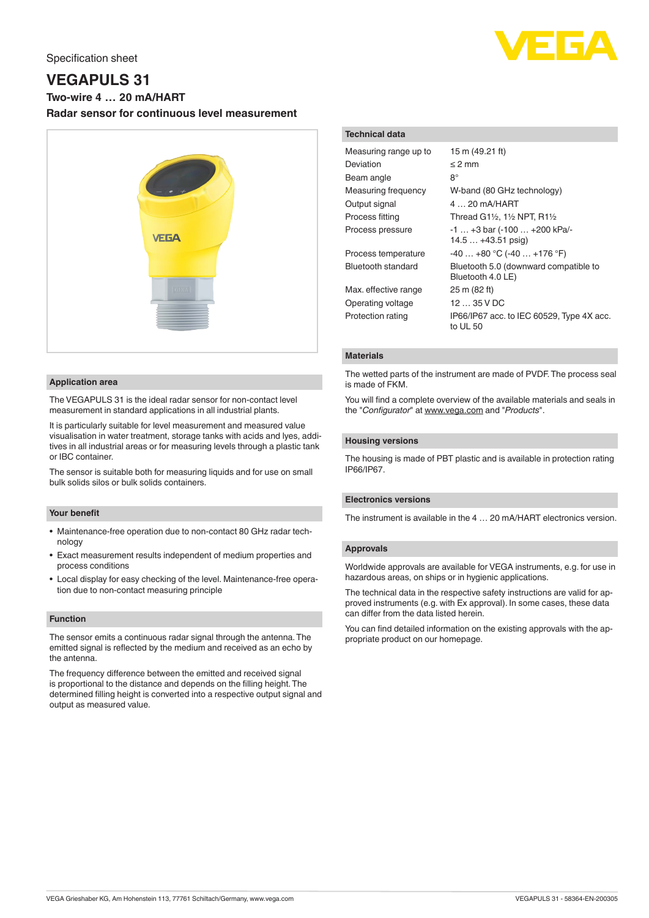Specification sheet

# VEGAPULS 31

**Two-wire 4 … 20 mA/HART**

**Radar sensor for continuous level measurement**

## Application area

The VEGAPULS 31 is the ideal radar sensor for non-contact level measurement in standard applications in all industrial plants.

It is particularly suitable for level measurement and measured value visualisation in water treatment, storage tanks with acids and lyes, additives in all industrial areas or for measuring levels through a plastic tank or IBC container.

The sensor is suitable both for measuring liquids and for use on small bulk solids silos or bulk solids containers.

## Your benefit

- Maintenance-free operation due to non-contact 80 GHz radar technology
- Exact measurement results independent of medium properties and process conditions
- Local display for easy checking of the level. Maintenance-free operation due to non-contact measuring principle

## Function

The sensor emits a continuous radar signal through the antenna. The emitted signal is reflected by the medium and received as an echo by the antenna.

The frequency difference between the emitted and received signal is proportional to the distance and depends on the filling height. The determined filling height is converted into a respective output signal and output as measured value.

## Technical data

| | |
|---|---|
| Measuring range up to | 15 m (49.21 ft) |
| Deviation | ≤ 2 mm |
| Beam angle | 8° |
| Measuring frequency | W-band (80 GHz technology) |
| Output signal | 4 … 20 mA/HART |
| Process fitting | Thread G1½, 1½ NPT, R1½ |
| Process pressure | -1 … +3 bar (-100 … +200 kPa/-14.5 … +43.51 psig) |
| Process temperature | -40 … +80 °C (-40 … +176 °F) |
| Bluetooth standard | Bluetooth 5.0 (downward compatible to Bluetooth 4.0 LE) |
| Max. effective range | 25 m (82 ft) |
| Operating voltage | 12 … 35 V DC |
| Protection rating | IP66/IP67 acc. to IEC 60529, Type 4X acc. to UL 50 |

## Materials

The wetted parts of the instrument are made of PVDF. The process seal is made of FKM.

You will find a complete overview of the available materials and seals in the "*Configurator*" at www.vega.com and "*Products*".

## Housing versions

The housing is made of PBT plastic and is available in protection rating IP66/IP67.

## Electronics versions

The instrument is available in the 4 … 20 mA/HART electronics version.

## Approvals

Worldwide approvals are available for VEGA instruments, e.g. for use in hazardous areas, on ships or in hygienic applications.

The technical data in the respective safety instructions are valid for approved instruments (e.g. with Ex approval). In some cases, these data can differ from the data listed herein.

You can find detailed information on the existing approvals with the appropriate product on our homepage.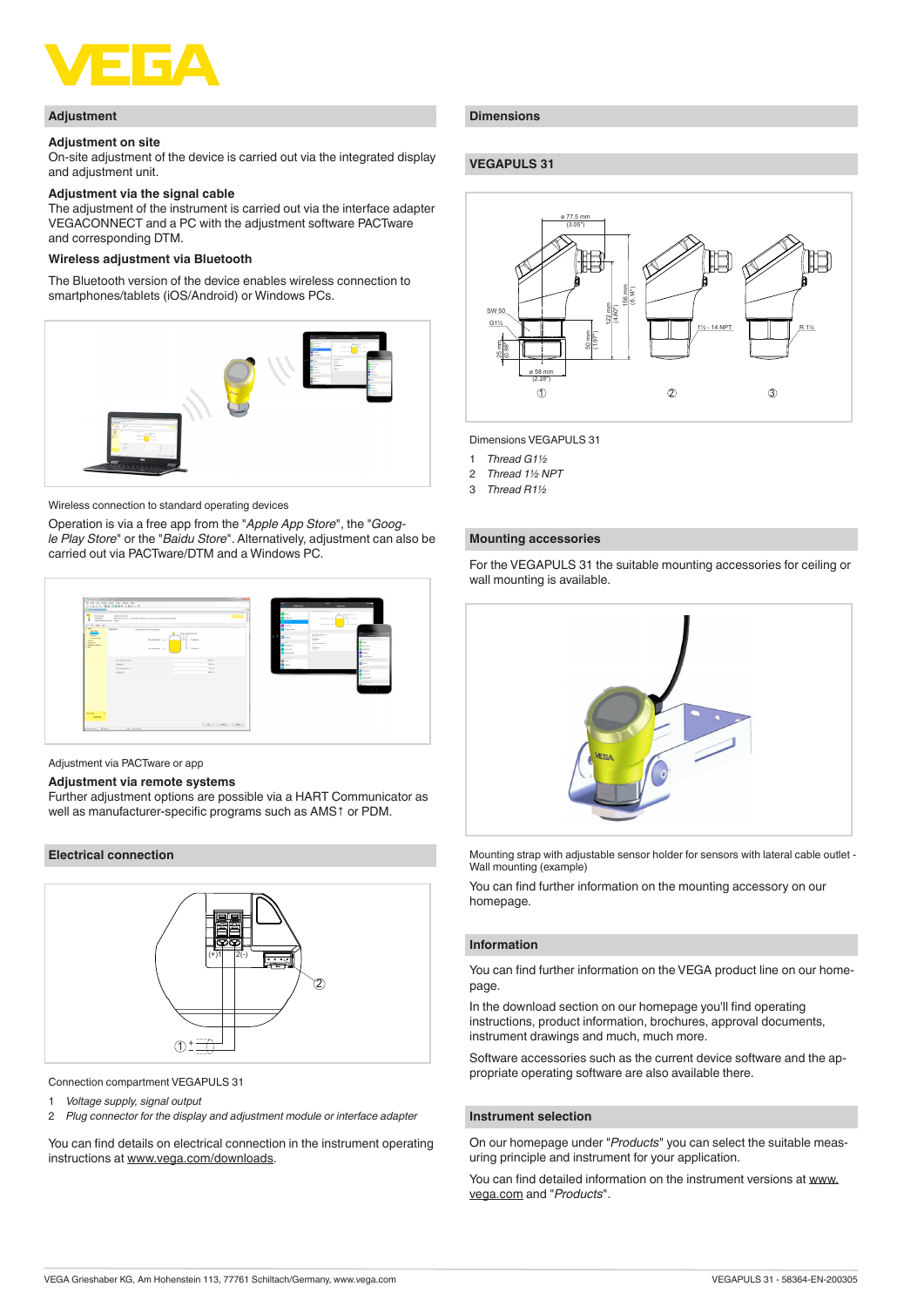## Adjustment

### Adjustment on site

On-site adjustment of the device is carried out via the integrated display and adjustment unit.

### Adjustment via the signal cable

The adjustment of the instrument is carried out via the interface adapter VEGACONNECT and a PC with the adjustment software PACTware and corresponding DTM.

### Wireless adjustment via Bluetooth

The Bluetooth version of the device enables wireless connection to smartphones/tablets (iOS/Android) or Windows PCs.

Wireless connection to standard operating devices

Operation is via a free app from the "*Apple App Store*", the "*Google Play Store*" or the "*Baidu Store*". Alternatively, adjustment can also be carried out via PACTware/DTM and a Windows PC.

Adjustment via PACTware or app

### Adjustment via remote systems

Further adjustment options are possible via a HART Communicator as well as manufacturer-specific programs such as AMS† or PDM.

## Electrical connection

Connection compartment VEGAPULS 31

1. *Voltage supply, signal output*
2. *Plug connector for the display and adjustment module or interface adapter*

You can find details on electrical connection in the instrument operating instructions at www.vega.com/downloads.

## Dimensions

### VEGAPULS 31

Dimensions VEGAPULS 31

1. *Thread G1½*
2. *Thread 1½ NPT*
3. *Thread R1½*

## Mounting accessories

For the VEGAPULS 31 the suitable mounting accessories for ceiling or wall mounting is available.

Mounting strap with adjustable sensor holder for sensors with lateral cable outlet - Wall mounting (example)

You can find further information on the mounting accessory on our homepage.

## Information

You can find further information on the VEGA product line on our homepage.

In the download section on our homepage you'll find operating instructions, product information, brochures, approval documents, instrument drawings and much, much more.

Software accessories such as the current device software and the appropriate operating software are also available there.

## Instrument selection

On our homepage under "*Products*" you can select the suitable measuring principle and instrument for your application.

You can find detailed information on the instrument versions at www.vega.com and "*Products*".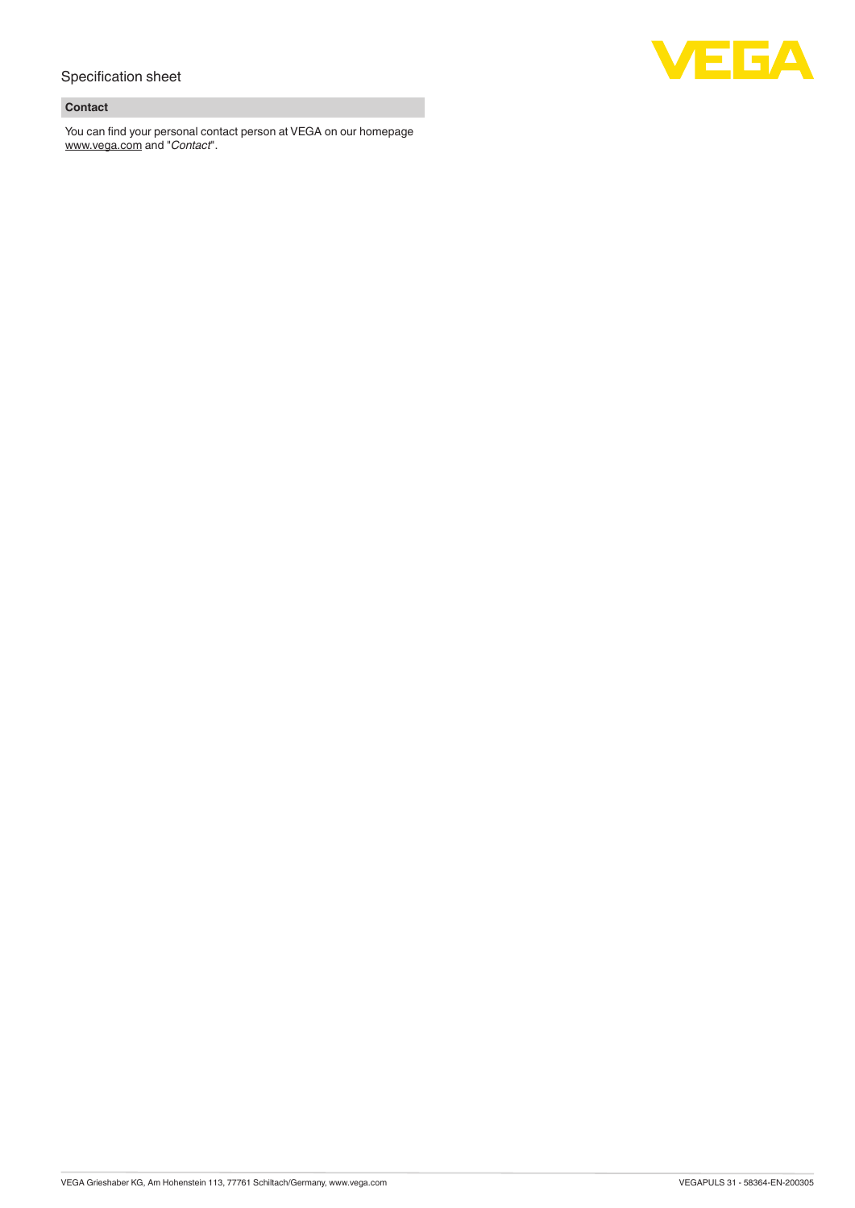## Contact

You can find your personal contact person at VEGA on our homepage www.vega.com and "*Contact*".